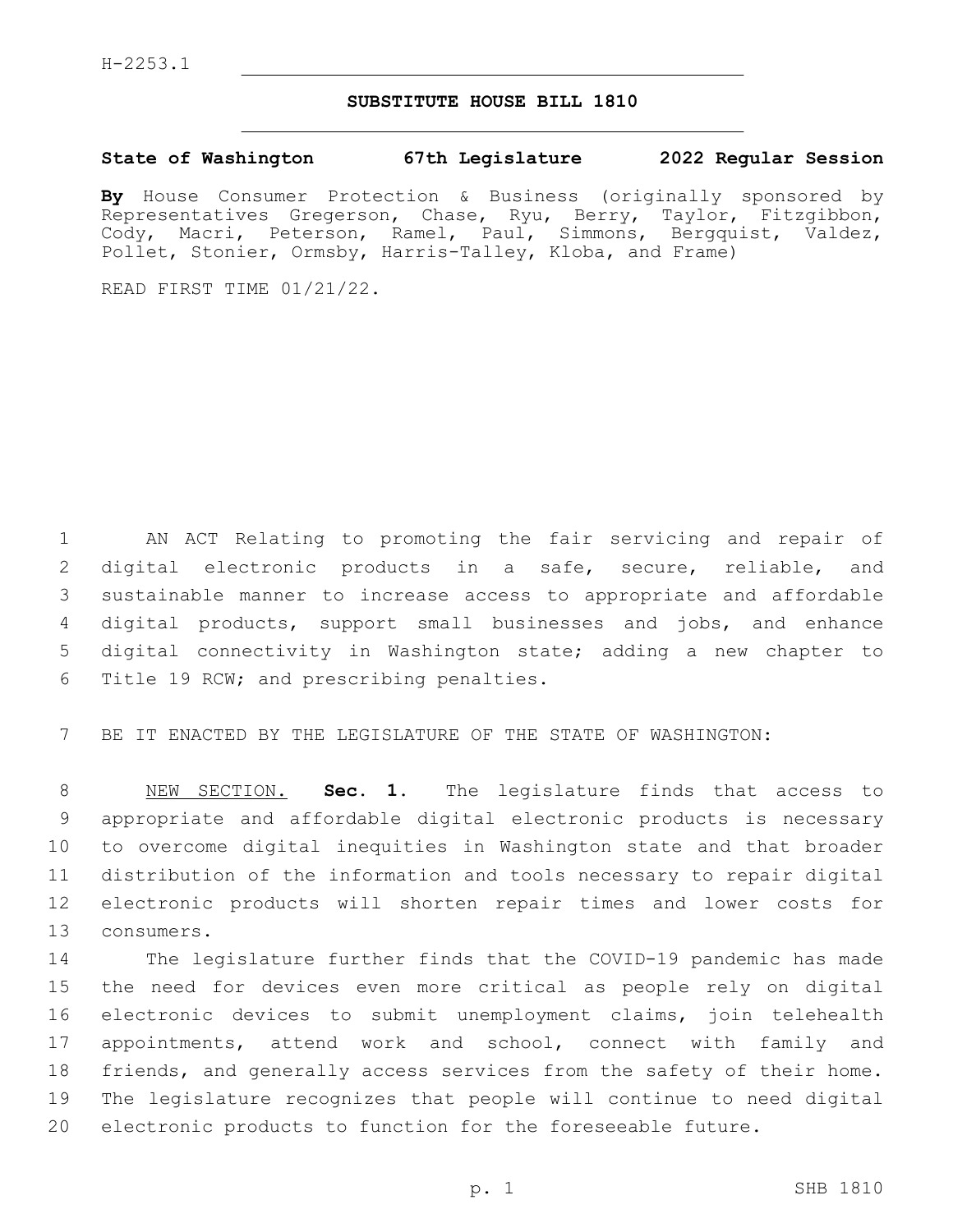H-2253.1

# SUBSTITUTE HOUSE BILL 1810

**State of Washington 67th Legislature 2022 Regular Session**

**By** House Consumer Protection & Business (originally sponsored by Representatives Gregerson, Chase, Ryu, Berry, Taylor, Fitzgibbon, Cody, Macri, Peterson, Ramel, Paul, Simmons, Bergquist, Valdez, Pollet, Stonier, Ormsby, Harris-Talley, Kloba, and Frame)

READ FIRST TIME 01/21/22.

AN ACT Relating to promoting the fair servicing and repair of digital electronic products in a safe, secure, reliable, and sustainable manner to increase access to appropriate and affordable digital products, support small businesses and jobs, and enhance digital connectivity in Washington state; adding a new chapter to Title 19 RCW; and prescribing penalties.

BE IT ENACTED BY THE LEGISLATURE OF THE STATE OF WASHINGTON:

NEW SECTION. **Sec. 1.** The legislature finds that access to appropriate and affordable digital electronic products is necessary to overcome digital inequities in Washington state and that broader distribution of the information and tools necessary to repair digital electronic products will shorten repair times and lower costs for consumers.

The legislature further finds that the COVID-19 pandemic has made the need for devices even more critical as people rely on digital electronic devices to submit unemployment claims, join telehealth appointments, attend work and school, connect with family and friends, and generally access services from the safety of their home. The legislature recognizes that people will continue to need digital electronic products to function for the foreseeable future.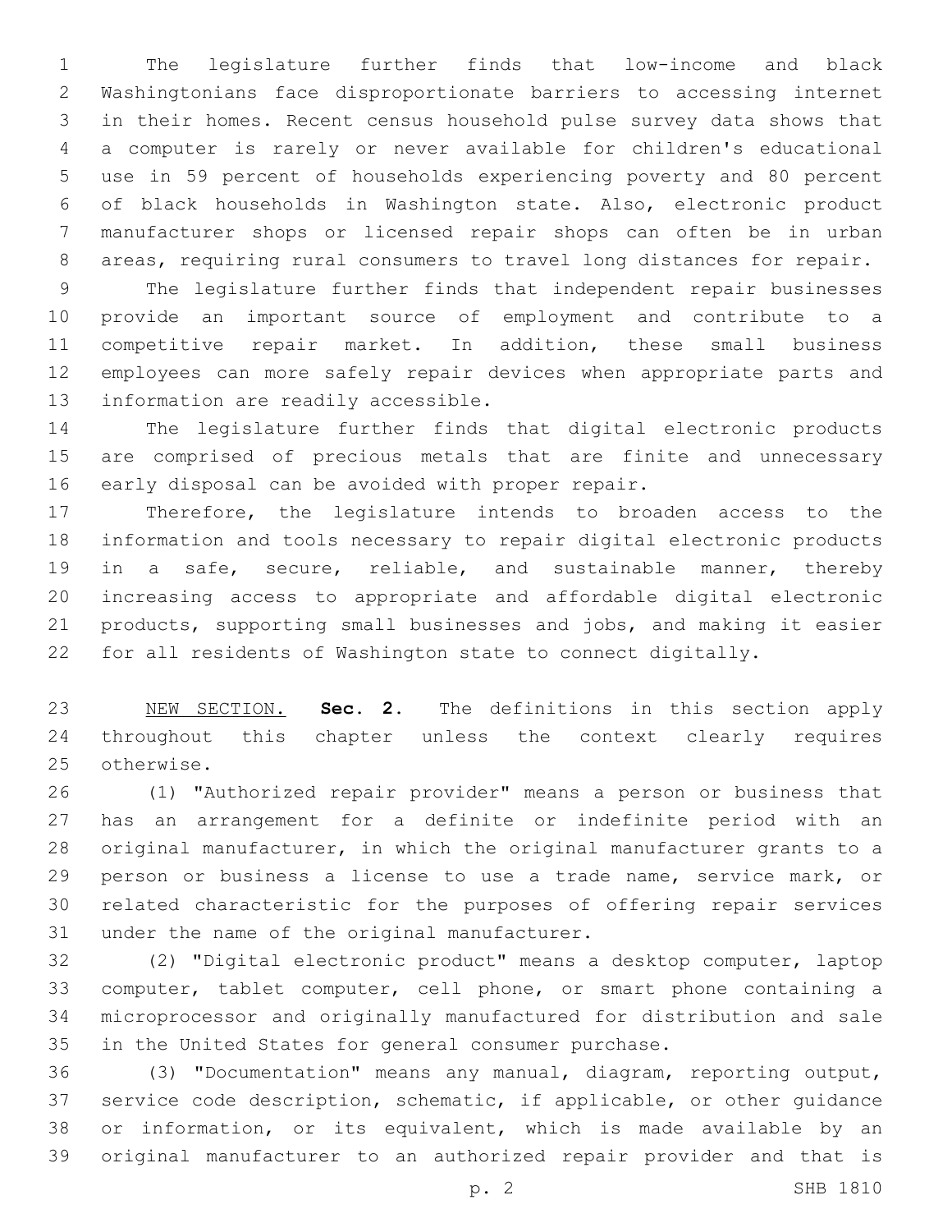The legislature further finds that low-income and black Washingtonians face disproportionate barriers to accessing internet in their homes. Recent census household pulse survey data shows that a computer is rarely or never available for children's educational use in 59 percent of households experiencing poverty and 80 percent of black households in Washington state. Also, electronic product manufacturer shops or licensed repair shops can often be in urban areas, requiring rural consumers to travel long distances for repair.

The legislature further finds that independent repair businesses provide an important source of employment and contribute to a competitive repair market. In addition, these small business employees can more safely repair devices when appropriate parts and information are readily accessible.

The legislature further finds that digital electronic products are comprised of precious metals that are finite and unnecessary early disposal can be avoided with proper repair.

Therefore, the legislature intends to broaden access to the information and tools necessary to repair digital electronic products in a safe, secure, reliable, and sustainable manner, thereby increasing access to appropriate and affordable digital electronic products, supporting small businesses and jobs, and making it easier for all residents of Washington state to connect digitally.

NEW SECTION. **Sec. 2.** The definitions in this section apply throughout this chapter unless the context clearly requires otherwise.

(1) "Authorized repair provider" means a person or business that has an arrangement for a definite or indefinite period with an original manufacturer, in which the original manufacturer grants to a person or business a license to use a trade name, service mark, or related characteristic for the purposes of offering repair services under the name of the original manufacturer.

(2) "Digital electronic product" means a desktop computer, laptop computer, tablet computer, cell phone, or smart phone containing a microprocessor and originally manufactured for distribution and sale in the United States for general consumer purchase.

(3) "Documentation" means any manual, diagram, reporting output, service code description, schematic, if applicable, or other guidance or information, or its equivalent, which is made available by an original manufacturer to an authorized repair provider and that is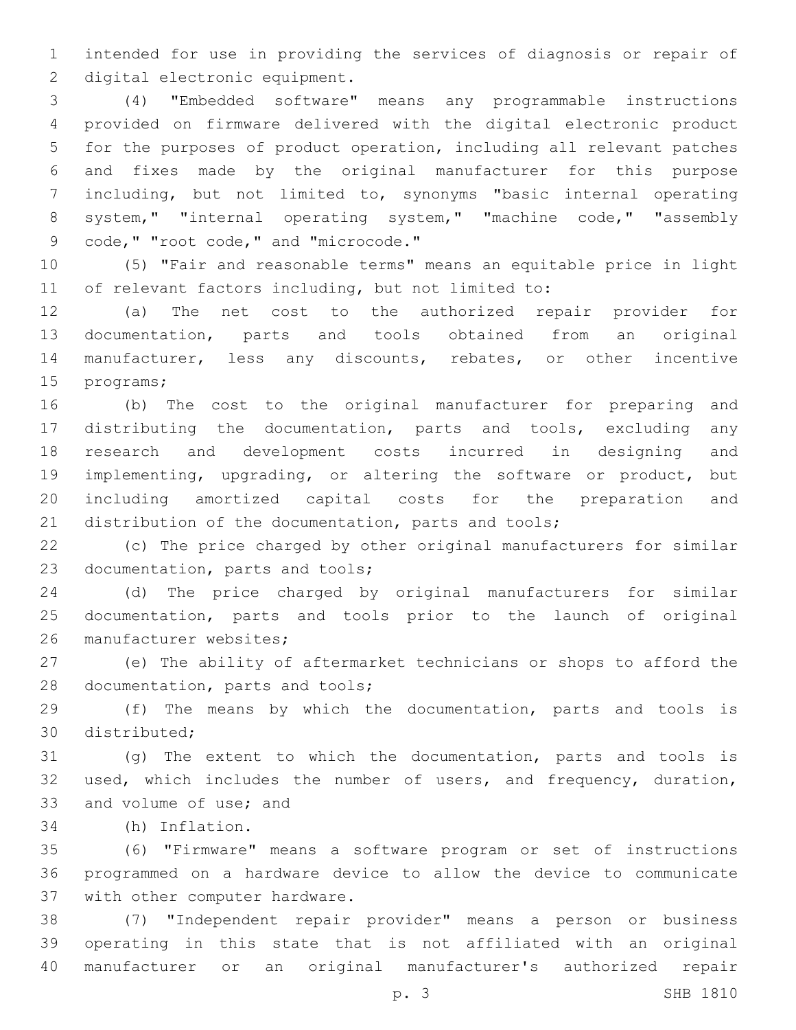intended for use in providing the services of diagnosis or repair of digital electronic equipment.

(4) "Embedded software" means any programmable instructions provided on firmware delivered with the digital electronic product for the purposes of product operation, including all relevant patches and fixes made by the original manufacturer for this purpose including, but not limited to, synonyms "basic internal operating system," "internal operating system," "machine code," "assembly code," "root code," and "microcode."

(5) "Fair and reasonable terms" means an equitable price in light of relevant factors including, but not limited to:

(a) The net cost to the authorized repair provider for documentation, parts and tools obtained from an original manufacturer, less any discounts, rebates, or other incentive programs;

(b) The cost to the original manufacturer for preparing and distributing the documentation, parts and tools, excluding any research and development costs incurred in designing and implementing, upgrading, or altering the software or product, but including amortized capital costs for the preparation and distribution of the documentation, parts and tools;

(c) The price charged by other original manufacturers for similar documentation, parts and tools;

(d) The price charged by original manufacturers for similar documentation, parts and tools prior to the launch of original manufacturer websites;

(e) The ability of aftermarket technicians or shops to afford the documentation, parts and tools;

(f) The means by which the documentation, parts and tools is distributed;

(g) The extent to which the documentation, parts and tools is used, which includes the number of users, and frequency, duration, and volume of use; and

(h) Inflation.

(6) "Firmware" means a software program or set of instructions programmed on a hardware device to allow the device to communicate with other computer hardware.

(7) "Independent repair provider" means a person or business operating in this state that is not affiliated with an original manufacturer or an original manufacturer's authorized repair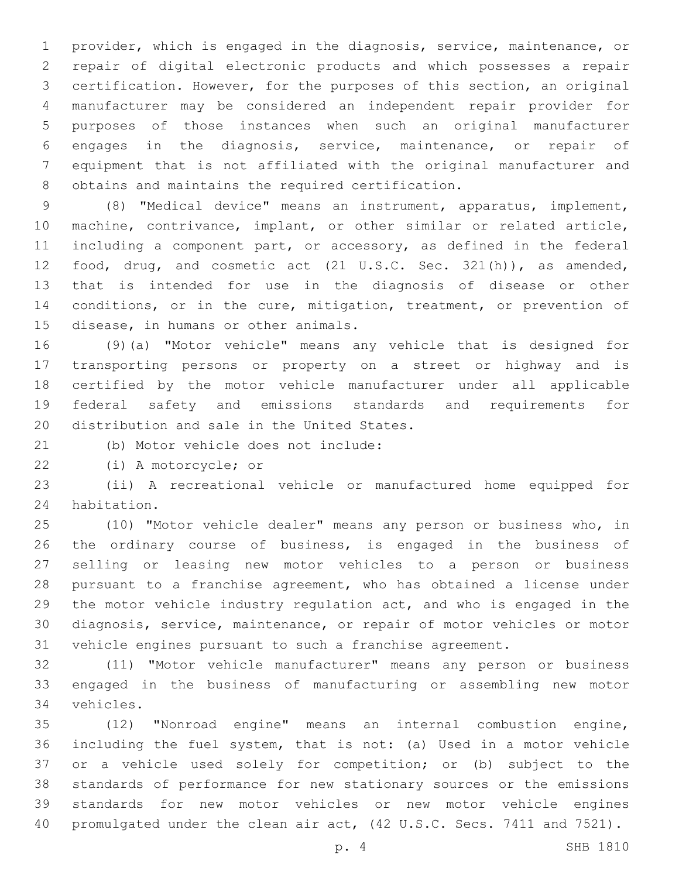provider, which is engaged in the diagnosis, service, maintenance, or repair of digital electronic products and which possesses a repair certification. However, for the purposes of this section, an original manufacturer may be considered an independent repair provider for purposes of those instances when such an original manufacturer engages in the diagnosis, service, maintenance, or repair of equipment that is not affiliated with the original manufacturer and obtains and maintains the required certification.

(8) "Medical device" means an instrument, apparatus, implement, machine, contrivance, implant, or other similar or related article, including a component part, or accessory, as defined in the federal food, drug, and cosmetic act (21 U.S.C. Sec. 321(h)), as amended, that is intended for use in the diagnosis of disease or other conditions, or in the cure, mitigation, treatment, or prevention of disease, in humans or other animals.

(9)(a) "Motor vehicle" means any vehicle that is designed for transporting persons or property on a street or highway and is certified by the motor vehicle manufacturer under all applicable federal safety and emissions standards and requirements for distribution and sale in the United States.

(b) Motor vehicle does not include:

(i) A motorcycle; or

(ii) A recreational vehicle or manufactured home equipped for habitation.

(10) "Motor vehicle dealer" means any person or business who, in the ordinary course of business, is engaged in the business of selling or leasing new motor vehicles to a person or business pursuant to a franchise agreement, who has obtained a license under the motor vehicle industry regulation act, and who is engaged in the diagnosis, service, maintenance, or repair of motor vehicles or motor vehicle engines pursuant to such a franchise agreement.

(11) "Motor vehicle manufacturer" means any person or business engaged in the business of manufacturing or assembling new motor vehicles.

(12) "Nonroad engine" means an internal combustion engine, including the fuel system, that is not: (a) Used in a motor vehicle or a vehicle used solely for competition; or (b) subject to the standards of performance for new stationary sources or the emissions standards for new motor vehicles or new motor vehicle engines promulgated under the clean air act, (42 U.S.C. Secs. 7411 and 7521).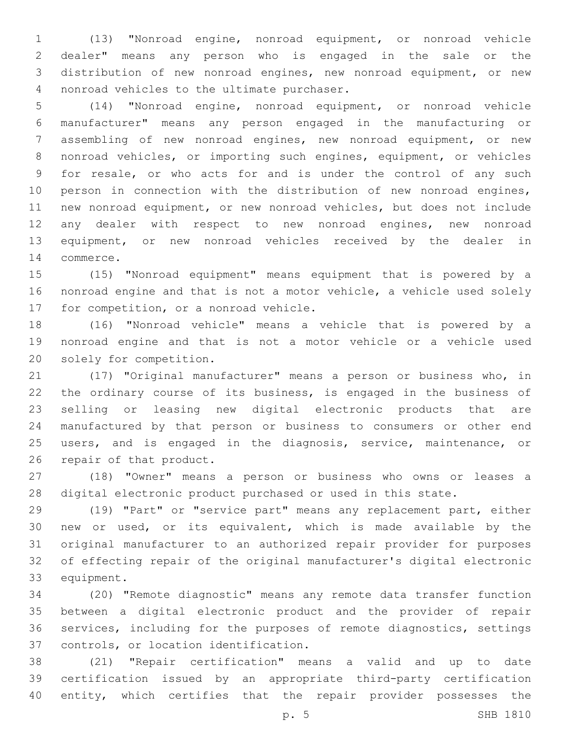(13) "Nonroad engine, nonroad equipment, or nonroad vehicle dealer" means any person who is engaged in the sale or the distribution of new nonroad engines, new nonroad equipment, or new nonroad vehicles to the ultimate purchaser.

(14) "Nonroad engine, nonroad equipment, or nonroad vehicle manufacturer" means any person engaged in the manufacturing or assembling of new nonroad engines, new nonroad equipment, or new nonroad vehicles, or importing such engines, equipment, or vehicles for resale, or who acts for and is under the control of any such person in connection with the distribution of new nonroad engines, new nonroad equipment, or new nonroad vehicles, but does not include any dealer with respect to new nonroad engines, new nonroad equipment, or new nonroad vehicles received by the dealer in commerce.

(15) "Nonroad equipment" means equipment that is powered by a nonroad engine and that is not a motor vehicle, a vehicle used solely for competition, or a nonroad vehicle.

(16) "Nonroad vehicle" means a vehicle that is powered by a nonroad engine and that is not a motor vehicle or a vehicle used solely for competition.

(17) "Original manufacturer" means a person or business who, in the ordinary course of its business, is engaged in the business of selling or leasing new digital electronic products that are manufactured by that person or business to consumers or other end users, and is engaged in the diagnosis, service, maintenance, or repair of that product.

(18) "Owner" means a person or business who owns or leases a digital electronic product purchased or used in this state.

(19) "Part" or "service part" means any replacement part, either new or used, or its equivalent, which is made available by the original manufacturer to an authorized repair provider for purposes of effecting repair of the original manufacturer's digital electronic equipment.

(20) "Remote diagnostic" means any remote data transfer function between a digital electronic product and the provider of repair services, including for the purposes of remote diagnostics, settings controls, or location identification.

(21) "Repair certification" means a valid and up to date certification issued by an appropriate third-party certification entity, which certifies that the repair provider possesses the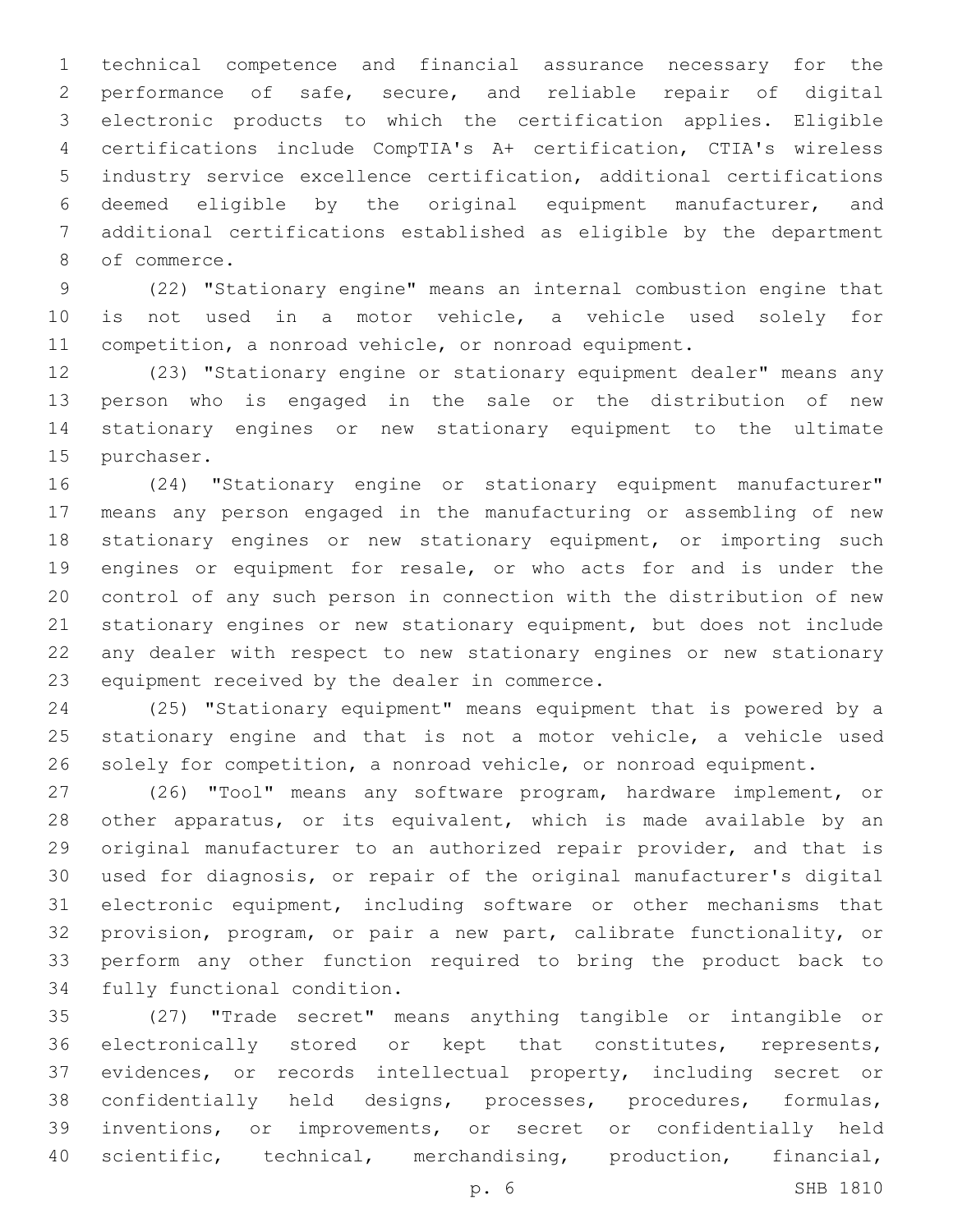technical competence and financial assurance necessary for the performance of safe, secure, and reliable repair of digital electronic products to which the certification applies. Eligible certifications include CompTIA's A+ certification, CTIA's wireless industry service excellence certification, additional certifications deemed eligible by the original equipment manufacturer, and additional certifications established as eligible by the department of commerce.

(22) "Stationary engine" means an internal combustion engine that is not used in a motor vehicle, a vehicle used solely for competition, a nonroad vehicle, or nonroad equipment.

(23) "Stationary engine or stationary equipment dealer" means any person who is engaged in the sale or the distribution of new stationary engines or new stationary equipment to the ultimate purchaser.

(24) "Stationary engine or stationary equipment manufacturer" means any person engaged in the manufacturing or assembling of new stationary engines or new stationary equipment, or importing such engines or equipment for resale, or who acts for and is under the control of any such person in connection with the distribution of new stationary engines or new stationary equipment, but does not include any dealer with respect to new stationary engines or new stationary equipment received by the dealer in commerce.

(25) "Stationary equipment" means equipment that is powered by a stationary engine and that is not a motor vehicle, a vehicle used solely for competition, a nonroad vehicle, or nonroad equipment.

(26) "Tool" means any software program, hardware implement, or other apparatus, or its equivalent, which is made available by an original manufacturer to an authorized repair provider, and that is used for diagnosis, or repair of the original manufacturer's digital electronic equipment, including software or other mechanisms that provision, program, or pair a new part, calibrate functionality, or perform any other function required to bring the product back to fully functional condition.

(27) "Trade secret" means anything tangible or intangible or electronically stored or kept that constitutes, represents, evidences, or records intellectual property, including secret or confidentially held designs, processes, procedures, formulas, inventions, or improvements, or secret or confidentially held scientific, technical, merchandising, production, financial,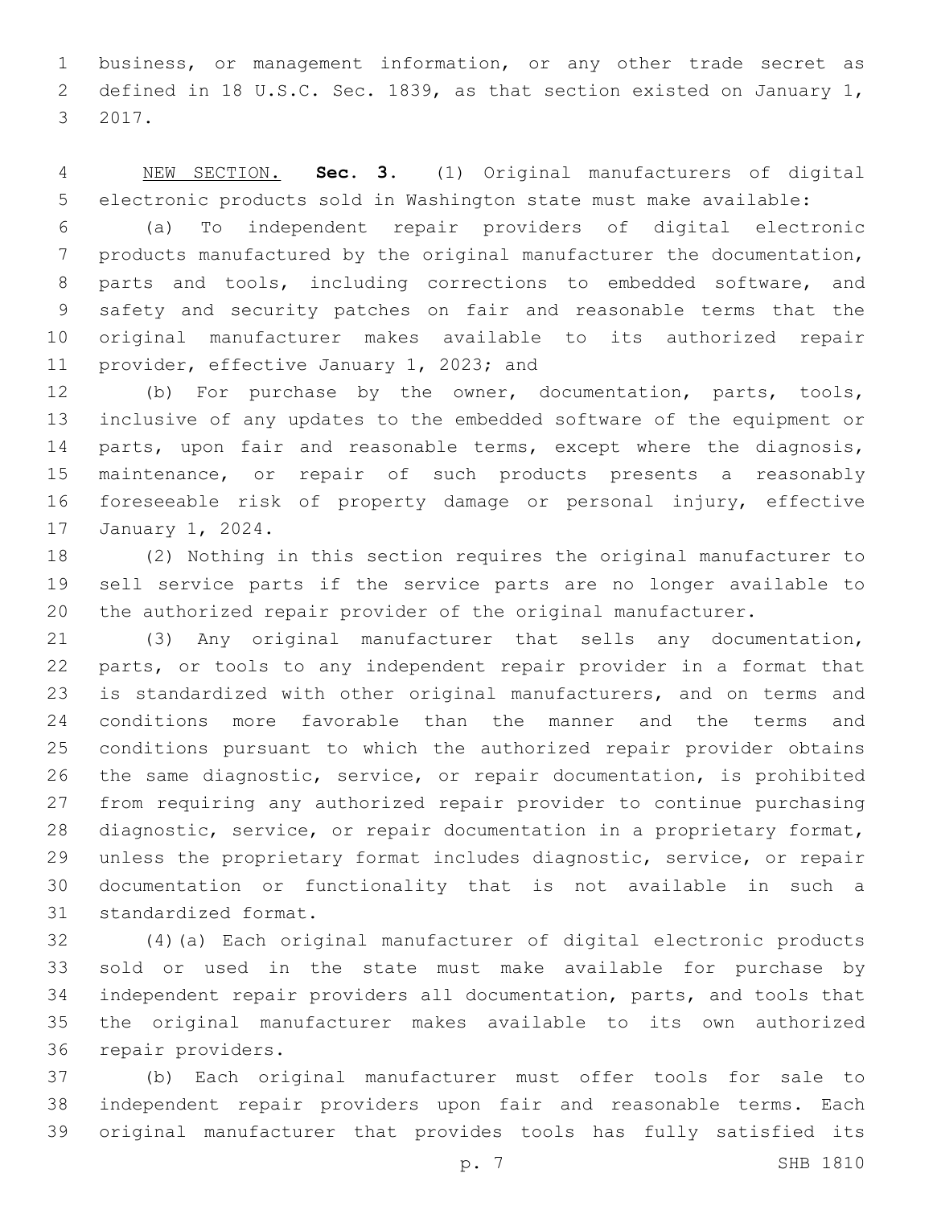business, or management information, or any other trade secret as defined in 18 U.S.C. Sec. 1839, as that section existed on January 1, 2017.

NEW SECTION. **Sec. 3.** (1) Original manufacturers of digital electronic products sold in Washington state must make available:

(a) To independent repair providers of digital electronic products manufactured by the original manufacturer the documentation, parts and tools, including corrections to embedded software, and safety and security patches on fair and reasonable terms that the original manufacturer makes available to its authorized repair provider, effective January 1, 2023; and

(b) For purchase by the owner, documentation, parts, tools, inclusive of any updates to the embedded software of the equipment or parts, upon fair and reasonable terms, except where the diagnosis, maintenance, or repair of such products presents a reasonably foreseeable risk of property damage or personal injury, effective January 1, 2024.

(2) Nothing in this section requires the original manufacturer to sell service parts if the service parts are no longer available to the authorized repair provider of the original manufacturer.

(3) Any original manufacturer that sells any documentation, parts, or tools to any independent repair provider in a format that is standardized with other original manufacturers, and on terms and conditions more favorable than the manner and the terms and conditions pursuant to which the authorized repair provider obtains the same diagnostic, service, or repair documentation, is prohibited from requiring any authorized repair provider to continue purchasing diagnostic, service, or repair documentation in a proprietary format, unless the proprietary format includes diagnostic, service, or repair documentation or functionality that is not available in such a standardized format.

(4)(a) Each original manufacturer of digital electronic products sold or used in the state must make available for purchase by independent repair providers all documentation, parts, and tools that the original manufacturer makes available to its own authorized repair providers.

(b) Each original manufacturer must offer tools for sale to independent repair providers upon fair and reasonable terms. Each original manufacturer that provides tools has fully satisfied its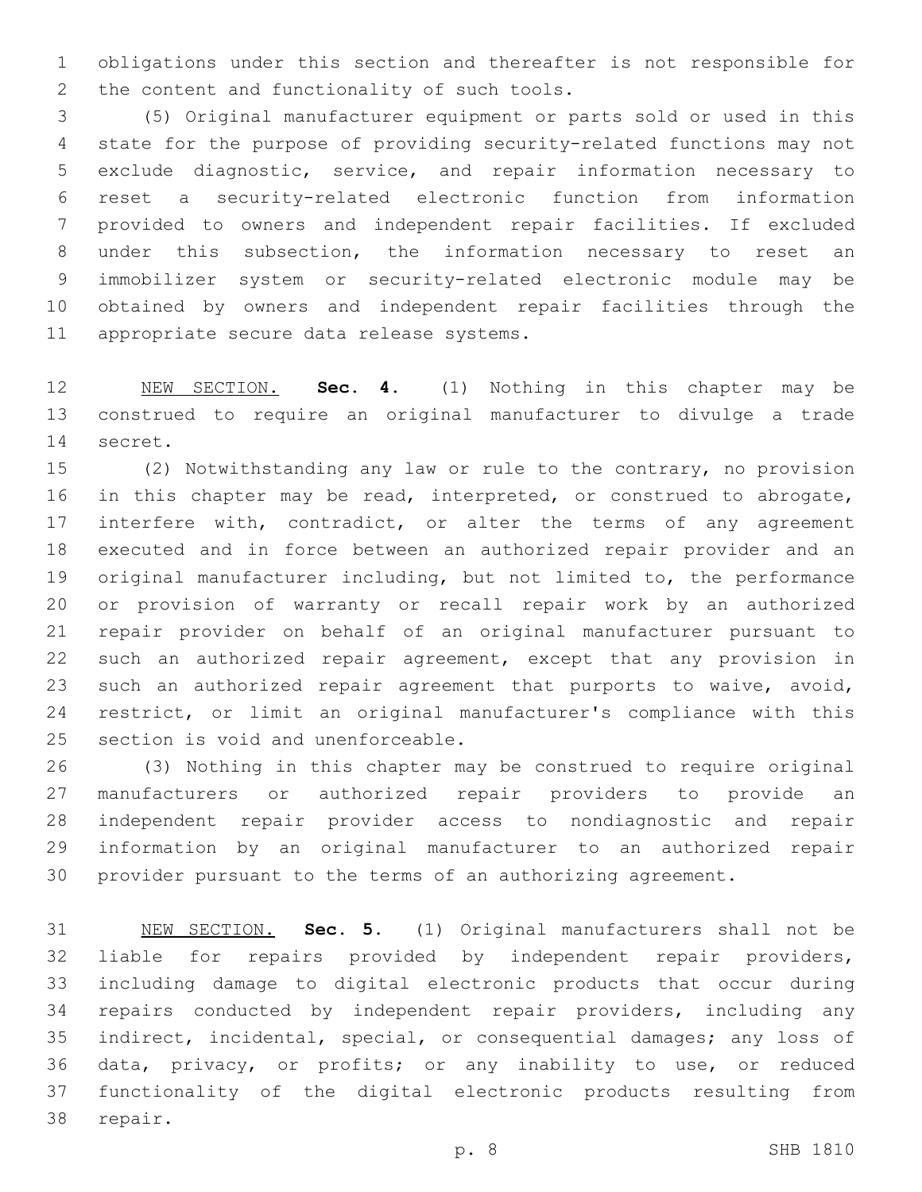obligations under this section and thereafter is not responsible for the content and functionality of such tools.

(5) Original manufacturer equipment or parts sold or used in this state for the purpose of providing security-related functions may not exclude diagnostic, service, and repair information necessary to reset a security-related electronic function from information provided to owners and independent repair facilities. If excluded under this subsection, the information necessary to reset an immobilizer system or security-related electronic module may be obtained by owners and independent repair facilities through the appropriate secure data release systems.

NEW SECTION. **Sec. 4.** (1) Nothing in this chapter may be construed to require an original manufacturer to divulge a trade secret.

(2) Notwithstanding any law or rule to the contrary, no provision in this chapter may be read, interpreted, or construed to abrogate, interfere with, contradict, or alter the terms of any agreement executed and in force between an authorized repair provider and an original manufacturer including, but not limited to, the performance or provision of warranty or recall repair work by an authorized repair provider on behalf of an original manufacturer pursuant to such an authorized repair agreement, except that any provision in such an authorized repair agreement that purports to waive, avoid, restrict, or limit an original manufacturer's compliance with this section is void and unenforceable.

(3) Nothing in this chapter may be construed to require original manufacturers or authorized repair providers to provide an independent repair provider access to nondiagnostic and repair information by an original manufacturer to an authorized repair provider pursuant to the terms of an authorizing agreement.

NEW SECTION. **Sec. 5.** (1) Original manufacturers shall not be liable for repairs provided by independent repair providers, including damage to digital electronic products that occur during repairs conducted by independent repair providers, including any indirect, incidental, special, or consequential damages; any loss of data, privacy, or profits; or any inability to use, or reduced functionality of the digital electronic products resulting from repair.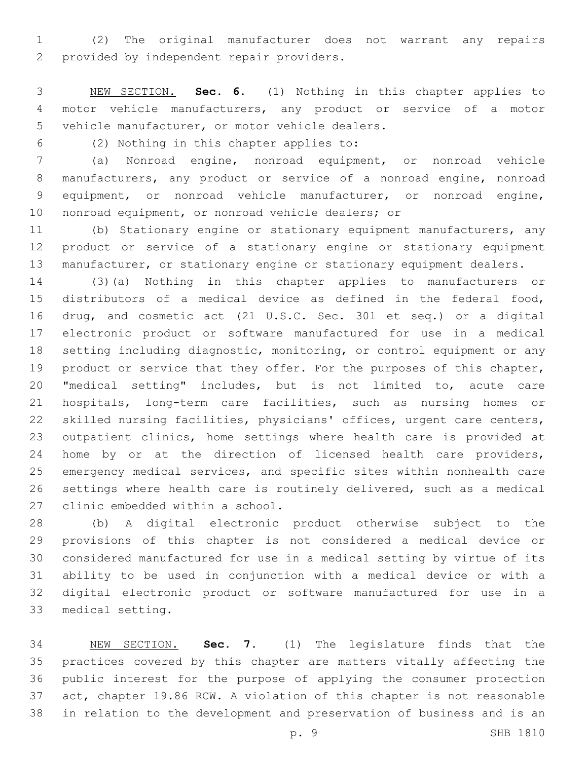(2) The original manufacturer does not warrant any repairs provided by independent repair providers.

NEW SECTION. **Sec. 6.** (1) Nothing in this chapter applies to motor vehicle manufacturers, any product or service of a motor vehicle manufacturer, or motor vehicle dealers.

(2) Nothing in this chapter applies to:

(a) Nonroad engine, nonroad equipment, or nonroad vehicle manufacturers, any product or service of a nonroad engine, nonroad equipment, or nonroad vehicle manufacturer, or nonroad engine, nonroad equipment, or nonroad vehicle dealers; or

(b) Stationary engine or stationary equipment manufacturers, any product or service of a stationary engine or stationary equipment manufacturer, or stationary engine or stationary equipment dealers.

(3)(a) Nothing in this chapter applies to manufacturers or distributors of a medical device as defined in the federal food, drug, and cosmetic act (21 U.S.C. Sec. 301 et seq.) or a digital electronic product or software manufactured for use in a medical setting including diagnostic, monitoring, or control equipment or any product or service that they offer. For the purposes of this chapter, "medical setting" includes, but is not limited to, acute care hospitals, long-term care facilities, such as nursing homes or skilled nursing facilities, physicians' offices, urgent care centers, outpatient clinics, home settings where health care is provided at home by or at the direction of licensed health care providers, emergency medical services, and specific sites within nonhealth care settings where health care is routinely delivered, such as a medical clinic embedded within a school.

(b) A digital electronic product otherwise subject to the provisions of this chapter is not considered a medical device or considered manufactured for use in a medical setting by virtue of its ability to be used in conjunction with a medical device or with a digital electronic product or software manufactured for use in a medical setting.

NEW SECTION. **Sec. 7.** (1) The legislature finds that the practices covered by this chapter are matters vitally affecting the public interest for the purpose of applying the consumer protection act, chapter 19.86 RCW. A violation of this chapter is not reasonable in relation to the development and preservation of business and is an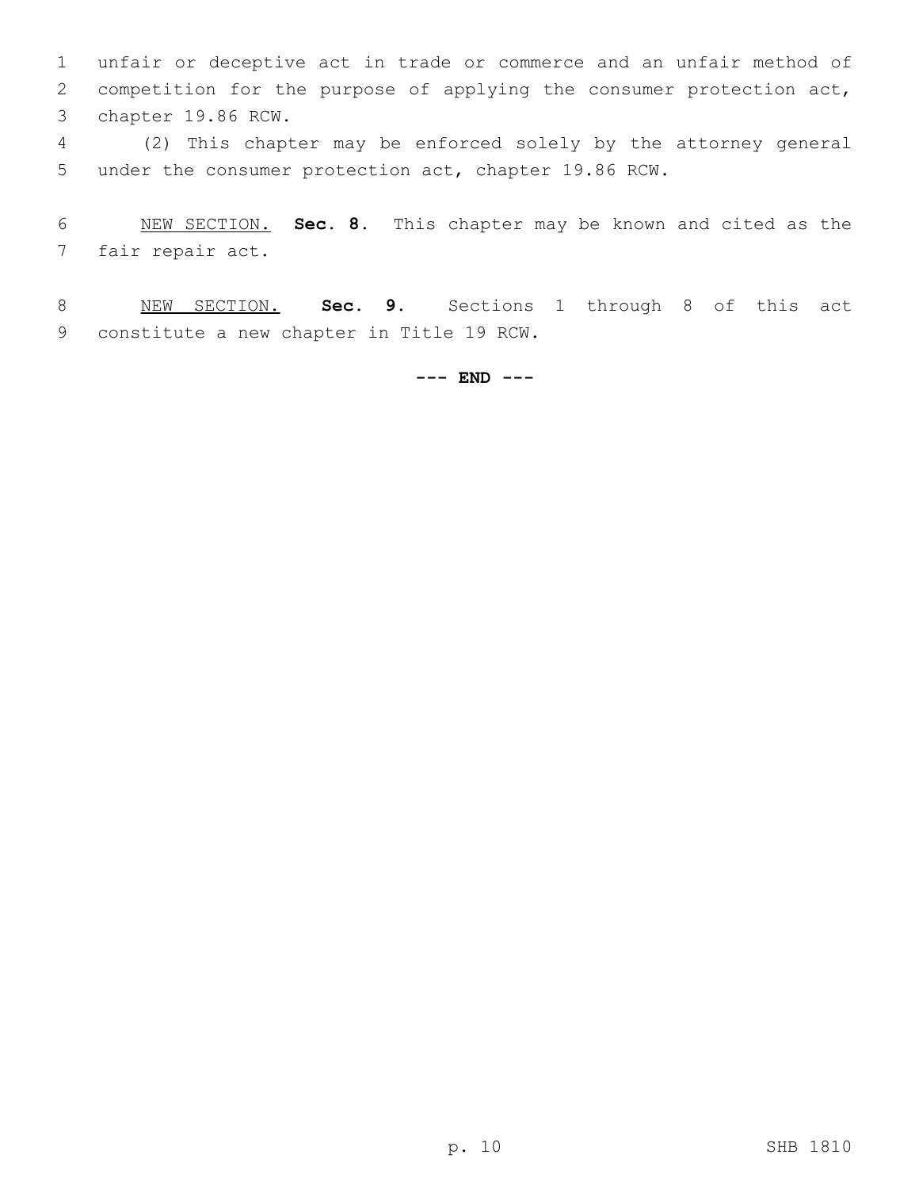unfair or deceptive act in trade or commerce and an unfair method of competition for the purpose of applying the consumer protection act, chapter 19.86 RCW.

(2) This chapter may be enforced solely by the attorney general under the consumer protection act, chapter 19.86 RCW.

NEW SECTION. **Sec. 8.** This chapter may be known and cited as the fair repair act.

NEW SECTION. **Sec. 9.** Sections 1 through 8 of this act constitute a new chapter in Title 19 RCW.

**--- END ---**